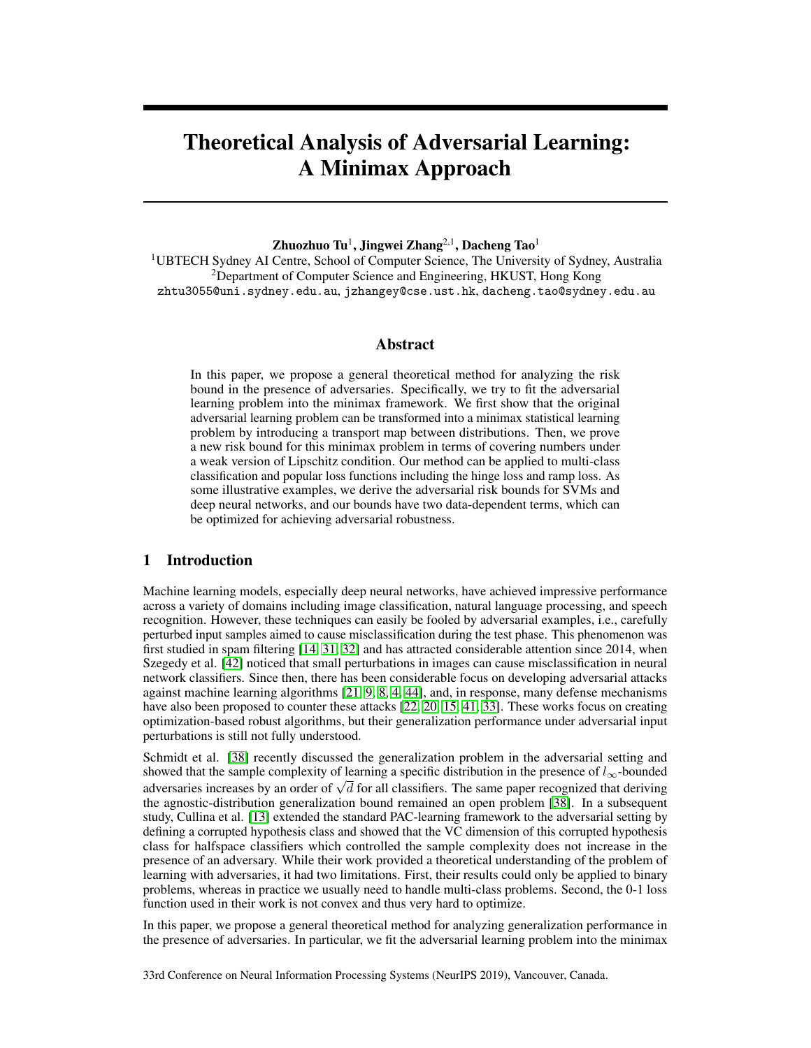# Theoretical Analysis of Adversarial Learning: A Minimax Approach

**Zhuozhuo Tu**[1], **Jingwei Zhang**[2,1], **Dacheng Tao**[1]

[1]UBTECH Sydney AI Centre, School of Computer Science, The University of Sydney, Australia
[2]Department of Computer Science and Engineering, HKUST, Hong Kong
zhtu3055@uni.sydney.edu.au, jzhangey@cse.ust.hk, dacheng.tao@sydney.edu.au

## Abstract

In this paper, we propose a general theoretical method for analyzing the risk bound in the presence of adversaries. Specifically, we try to fit the adversarial learning problem into the minimax framework. We first show that the original adversarial learning problem can be transformed into a minimax statistical learning problem by introducing a transport map between distributions. Then, we prove a new risk bound for this minimax problem in terms of covering numbers under a weak version of Lipschitz condition. Our method can be applied to multi-class classification and popular loss functions including the hinge loss and ramp loss. As some illustrative examples, we derive the adversarial risk bounds for SVMs and deep neural networks, and our bounds have two data-dependent terms, which can be optimized for achieving adversarial robustness.

## 1 Introduction

Machine learning models, especially deep neural networks, have achieved impressive performance across a variety of domains including image classification, natural language processing, and speech recognition. However, these techniques can easily be fooled by adversarial examples, i.e., carefully perturbed input samples aimed to cause misclassification during the test phase. This phenomenon was first studied in spam filtering [14, 31, 32] and has attracted considerable attention since 2014, when Szegedy et al. [42] noticed that small perturbations in images can cause misclassification in neural network classifiers. Since then, there has been considerable focus on developing adversarial attacks against machine learning algorithms [21, 9, 8, 4, 44], and, in response, many defense mechanisms have also been proposed to counter these attacks [22, 20, 15, 41, 33]. These works focus on creating optimization-based robust algorithms, but their generalization performance under adversarial input perturbations is still not fully understood.

Schmidt et al. [38] recently discussed the generalization problem in the adversarial setting and showed that the sample complexity of learning a specific distribution in the presence of $l_\infty$-bounded adversaries increases by an order of $\sqrt{d}$ for all classifiers. The same paper recognized that deriving the agnostic-distribution generalization bound remained an open problem [38]. In a subsequent study, Cullina et al. [13] extended the standard PAC-learning framework to the adversarial setting by defining a corrupted hypothesis class and showed that the VC dimension of this corrupted hypothesis class for halfspace classifiers which controlled the sample complexity does not increase in the presence of an adversary. While their work provided a theoretical understanding of the problem of learning with adversaries, it had two limitations. First, their results could only be applied to binary problems, whereas in practice we usually need to handle multi-class problems. Second, the 0-1 loss function used in their work is not convex and thus very hard to optimize.

In this paper, we propose a general theoretical method for analyzing generalization performance in the presence of adversaries. In particular, we fit the adversarial learning problem into the minimax

33rd Conference on Neural Information Processing Systems (NeurIPS 2019), Vancouver, Canada.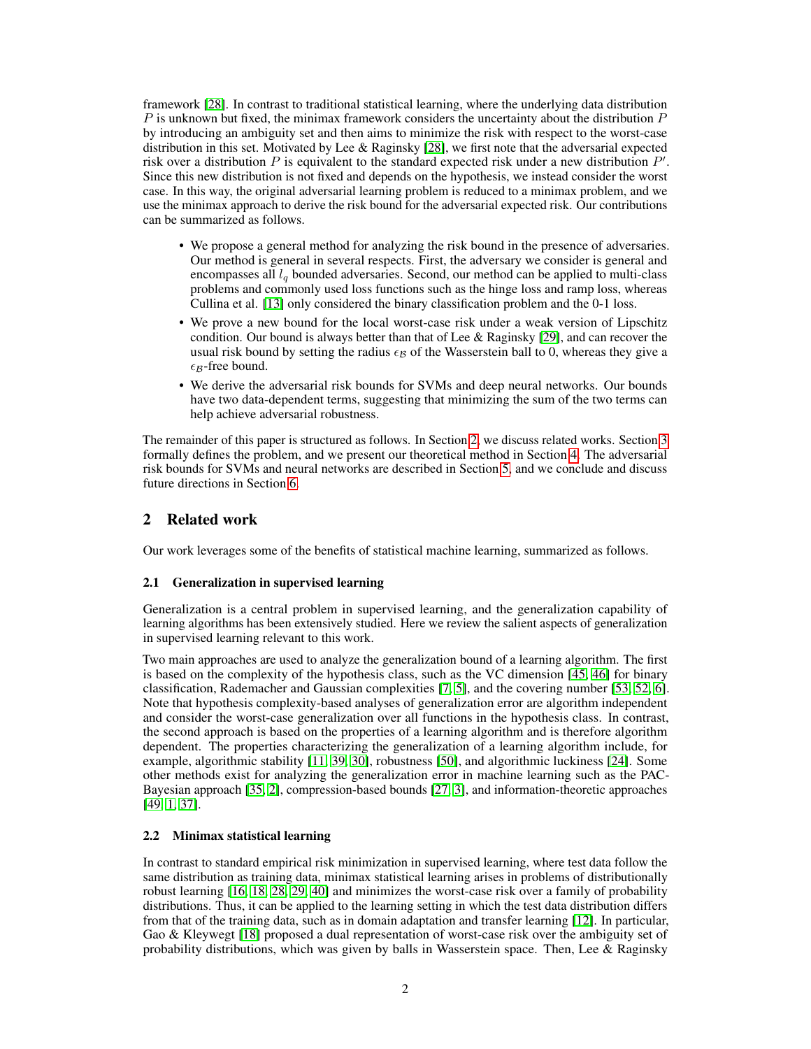framework [28]. In contrast to traditional statistical learning, where the underlying data distribution $P$ is unknown but fixed, the minimax framework considers the uncertainty about the distribution $P$ by introducing an ambiguity set and then aims to minimize the risk with respect to the worst-case distribution in this set. Motivated by Lee & Raginsky [28], we first note that the adversarial expected risk over a distribution $P$ is equivalent to the standard expected risk under a new distribution $P'$. Since this new distribution is not fixed and depends on the hypothesis, we instead consider the worst case. In this way, the original adversarial learning problem is reduced to a minimax problem, and we use the minimax approach to derive the risk bound for the adversarial expected risk. Our contributions can be summarized as follows.

- We propose a general method for analyzing the risk bound in the presence of adversaries. Our method is general in several respects. First, the adversary we consider is general and encompasses all $l_q$ bounded adversaries. Second, our method can be applied to multi-class problems and commonly used loss functions such as the hinge loss and ramp loss, whereas Cullina et al. [13] only considered the binary classification problem and the 0-1 loss.
- We prove a new bound for the local worst-case risk under a weak version of Lipschitz condition. Our bound is always better than that of Lee & Raginsky [29], and can recover the usual risk bound by setting the radius $\epsilon_{\mathcal{B}}$ of the Wasserstein ball to 0, whereas they give a $\epsilon_{\mathcal{B}}$-free bound.
- We derive the adversarial risk bounds for SVMs and deep neural networks. Our bounds have two data-dependent terms, suggesting that minimizing the sum of the two terms can help achieve adversarial robustness.

The remainder of this paper is structured as follows. In Section 2, we discuss related works. Section 3 formally defines the problem, and we present our theoretical method in Section 4. The adversarial risk bounds for SVMs and neural networks are described in Section 5, and we conclude and discuss future directions in Section 6.

## 2 Related work

Our work leverages some of the benefits of statistical machine learning, summarized as follows.

### 2.1 Generalization in supervised learning

Generalization is a central problem in supervised learning, and the generalization capability of learning algorithms has been extensively studied. Here we review the salient aspects of generalization in supervised learning relevant to this work.

Two main approaches are used to analyze the generalization bound of a learning algorithm. The first is based on the complexity of the hypothesis class, such as the VC dimension [45, 46] for binary classification, Rademacher and Gaussian complexities [7, 5], and the covering number [53, 52, 6]. Note that hypothesis complexity-based analyses of generalization error are algorithm independent and consider the worst-case generalization over all functions in the hypothesis class. In contrast, the second approach is based on the properties of a learning algorithm and is therefore algorithm dependent. The properties characterizing the generalization of a learning algorithm include, for example, algorithmic stability [11, 39, 30], robustness [50], and algorithmic luckiness [24]. Some other methods exist for analyzing the generalization error in machine learning such as the PAC-Bayesian approach [35, 2], compression-based bounds [27, 3], and information-theoretic approaches [49, 1, 37].

### 2.2 Minimax statistical learning

In contrast to standard empirical risk minimization in supervised learning, where test data follow the same distribution as training data, minimax statistical learning arises in problems of distributionally robust learning [16, 18, 28, 29, 40] and minimizes the worst-case risk over a family of probability distributions. Thus, it can be applied to the learning setting in which the test data distribution differs from that of the training data, such as in domain adaptation and transfer learning [12]. In particular, Gao & Kleywegt [18] proposed a dual representation of worst-case risk over the ambiguity set of probability distributions, which was given by balls in Wasserstein space. Then, Lee & Raginsky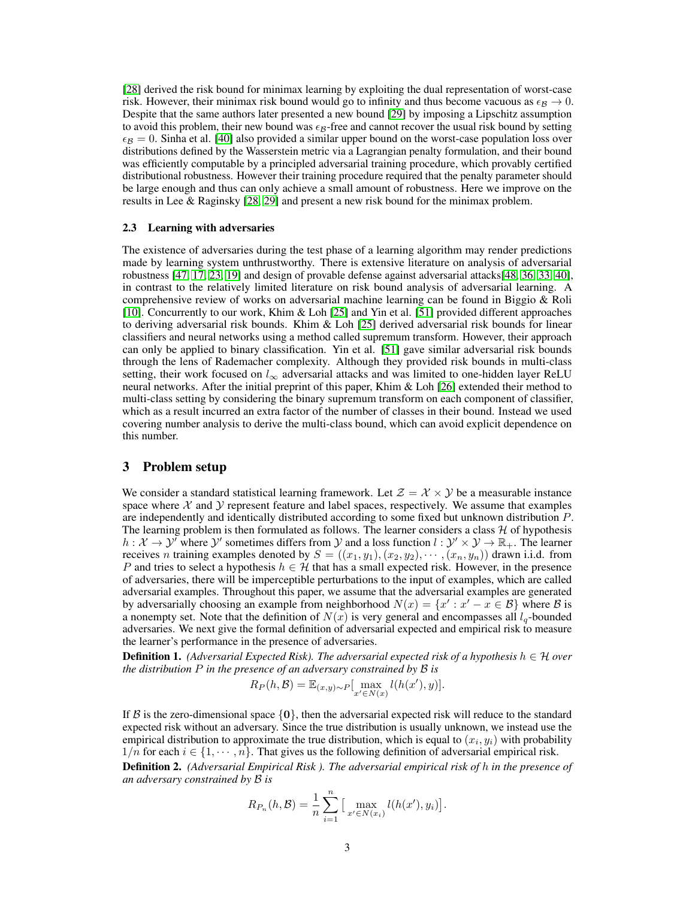[28] derived the risk bound for minimax learning by exploiting the dual representation of worst-case risk. However, their minimax risk bound would go to infinity and thus become vacuous as $\epsilon_{\mathcal{B}} \to 0$. Despite that the same authors later presented a new bound [29] by imposing a Lipschitz assumption to avoid this problem, their new bound was $\epsilon_{\mathcal{B}}$-free and cannot recover the usual risk bound by setting $\epsilon_{\mathcal{B}} = 0$. Sinha et al. [40] also provided a similar upper bound on the worst-case population loss over distributions defined by the Wasserstein metric via a Lagrangian penalty formulation, and their bound was efficiently computable by a principled adversarial training procedure, which provably certified distributional robustness. However their training procedure required that the penalty parameter should be large enough and thus can only achieve a small amount of robustness. Here we improve on the results in Lee & Raginsky [28, 29] and present a new risk bound for the minimax problem.

### 2.3 Learning with adversaries

The existence of adversaries during the test phase of a learning algorithm may render predictions made by learning system unthrustworthy. There is extensive literature on analysis of adversarial robustness [47, 17, 23, 19] and design of provable defense against adversarial attacks[48, 36, 33, 40], in contrast to the relatively limited literature on risk bound analysis of adversarial learning. A comprehensive review of works on adversarial machine learning can be found in Biggio & Roli [10]. Concurrently to our work, Khim & Loh [25] and Yin et al. [51] provided different approaches to deriving adversarial risk bounds. Khim & Loh [25] derived adversarial risk bounds for linear classifiers and neural networks using a method called supremum transform. However, their approach can only be applied to binary classification. Yin et al. [51] gave similar adversarial risk bounds through the lens of Rademacher complexity. Although they provided risk bounds in multi-class setting, their work focused on $l_\infty$ adversarial attacks and was limited to one-hidden layer ReLU neural networks. After the initial preprint of this paper, Khim & Loh [26] extended their method to multi-class setting by considering the binary supremum transform on each component of classifier, which as a result incurred an extra factor of the number of classes in their bound. Instead we used covering number analysis to derive the multi-class bound, which can avoid explicit dependence on this number.

## 3 Problem setup

We consider a standard statistical learning framework. Let $\mathcal{Z} = \mathcal{X} \times \mathcal{Y}$ be a measurable instance space where $\mathcal{X}$ and $\mathcal{Y}$ represent feature and label spaces, respectively. We assume that examples are independently and identically distributed according to some fixed but unknown distribution $P$. The learning problem is then formulated as follows. The learner considers a class $\mathcal{H}$ of hypothesis $h : \mathcal{X} \to \mathcal{Y}'$ where $\mathcal{Y}'$ sometimes differs from $\mathcal{Y}$ and a loss function $l : \mathcal{Y}' \times \mathcal{Y} \to \mathbb{R}_+$. The learner receives $n$ training examples denoted by $S = ((x_1, y_1), (x_2, y_2), \cdots, (x_n, y_n))$ drawn i.i.d. from $P$ and tries to select a hypothesis $h \in \mathcal{H}$ that has a small expected risk. However, in the presence of adversaries, there will be imperceptible perturbations to the input of examples, which are called adversarial examples. Throughout this paper, we assume that the adversarial examples are generated by adversarially choosing an example from neighborhood $N(x) = \{x' : x' - x \in \mathcal{B}\}$ where $\mathcal{B}$ is a nonempty set. Note that the definition of $N(x)$ is very general and encompasses all $l_q$-bounded adversaries. We next give the formal definition of adversarial expected and empirical risk to measure the learner's performance in the presence of adversaries.

**Definition 1.** *(Adversarial Expected Risk). The adversarial expected risk of a hypothesis $h \in \mathcal{H}$ over the distribution $P$ in the presence of an adversary constrained by $\mathcal{B}$ is*

$$R_P(h, \mathcal{B}) = \mathbb{E}_{(x,y)\sim P}\big[\max_{x' \in N(x)} l(h(x'), y)\big].$$

If $\mathcal{B}$ is the zero-dimensional space $\{\mathbf{0}\}$, then the adversarial expected risk will reduce to the standard expected risk without an adversary. Since the true distribution is usually unknown, we instead use the empirical distribution to approximate the true distribution, which is equal to $(x_i, y_i)$ with probability $1/n$ for each $i \in \{1, \cdots, n\}$. That gives us the following definition of adversarial empirical risk.

**Definition 2.** *(Adversarial Empirical Risk ). The adversarial empirical risk of $h$ in the presence of an adversary constrained by $\mathcal{B}$ is*

$$R_{P_n}(h, \mathcal{B}) = \frac{1}{n}\sum_{i=1}^{n}\big[\max_{x' \in N(x_i)} l(h(x'), y_i)\big].$$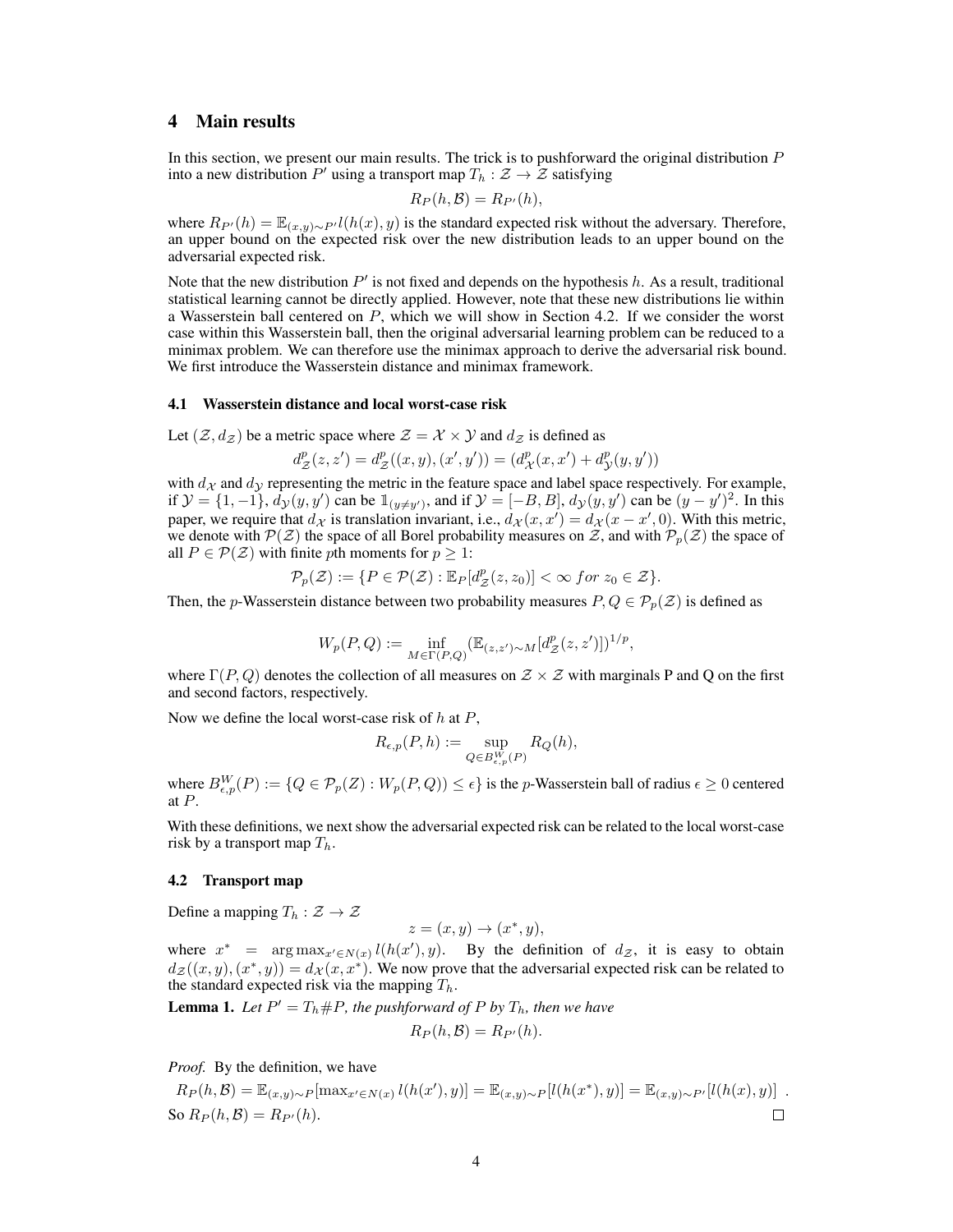## 4 Main results

In this section, we present our main results. The trick is to pushforward the original distribution $P$ into a new distribution $P'$ using a transport map $T_h : \mathcal{Z} \to \mathcal{Z}$ satisfying

$$R_P(h, \mathcal{B}) = R_{P'}(h),$$

where $R_{P'}(h) = \mathbb{E}_{(x,y)\sim P'} l(h(x), y)$ is the standard expected risk without the adversary. Therefore, an upper bound on the expected risk over the new distribution leads to an upper bound on the adversarial expected risk.

Note that the new distribution $P'$ is not fixed and depends on the hypothesis $h$. As a result, traditional statistical learning cannot be directly applied. However, note that these new distributions lie within a Wasserstein ball centered on $P$, which we will show in Section 4.2. If we consider the worst case within this Wasserstein ball, then the original adversarial learning problem can be reduced to a minimax problem. We can therefore use the minimax approach to derive the adversarial risk bound. We first introduce the Wasserstein distance and minimax framework.

### 4.1 Wasserstein distance and local worst-case risk

Let $(\mathcal{Z}, d_{\mathcal{Z}})$ be a metric space where $\mathcal{Z} = \mathcal{X} \times \mathcal{Y}$ and $d_{\mathcal{Z}}$ is defined as

$$d_{\mathcal{Z}}^p(z, z') = d_{\mathcal{Z}}^p((x, y), (x', y')) = (d_{\mathcal{X}}^p(x, x') + d_{\mathcal{Y}}^p(y, y'))$$

with $d_{\mathcal{X}}$ and $d_{\mathcal{Y}}$ representing the metric in the feature space and label space respectively. For example, if $\mathcal{Y} = \{1, -1\}$, $d_{\mathcal{Y}}(y, y')$ can be $\mathbb{1}_{(y \neq y')}$, and if $\mathcal{Y} = [-B, B]$, $d_{\mathcal{Y}}(y, y')$ can be $(y - y')^2$. In this paper, we require that $d_{\mathcal{X}}$ is translation invariant, i.e., $d_{\mathcal{X}}(x, x') = d_{\mathcal{X}}(x - x', 0)$. With this metric, we denote with $\mathcal{P}(\mathcal{Z})$ the space of all Borel probability measures on $\mathcal{Z}$, and with $\mathcal{P}_p(\mathcal{Z})$ the space of all $P \in \mathcal{P}(\mathcal{Z})$ with finite $p$th moments for $p \geq 1$:

$$\mathcal{P}_p(\mathcal{Z}) := \{P \in \mathcal{P}(\mathcal{Z}) : \mathbb{E}_P[d_{\mathcal{Z}}^p(z, z_0)] < \infty \; for \; z_0 \in \mathcal{Z}\}.$$

Then, the $p$-Wasserstein distance between two probability measures $P, Q \in \mathcal{P}_p(\mathcal{Z})$ is defined as

$$W_p(P, Q) := \inf_{M \in \Gamma(P,Q)} (\mathbb{E}_{(z,z')\sim M}[d_{\mathcal{Z}}^p(z, z')])^{1/p},$$

where $\Gamma(P, Q)$ denotes the collection of all measures on $\mathcal{Z} \times \mathcal{Z}$ with marginals P and Q on the first and second factors, respectively.

Now we define the local worst-case risk of $h$ at $P$,

$$R_{\epsilon,p}(P, h) := \sup_{Q \in B_{\epsilon,p}^W(P)} R_Q(h),$$

where $B_{\epsilon,p}^W(P) := \{Q \in \mathcal{P}_p(Z) : W_p(P, Q)) \leq \epsilon\}$ is the $p$-Wasserstein ball of radius $\epsilon \geq 0$ centered at $P$.

With these definitions, we next show the adversarial expected risk can be related to the local worst-case risk by a transport map $T_h$.

### 4.2 Transport map

Define a mapping $T_h : \mathcal{Z} \to \mathcal{Z}$

$$z = (x, y) \to (x^*, y),$$

where $x^* = \arg\max_{x' \in N(x)} l(h(x'), y)$. By the definition of $d_{\mathcal{Z}}$, it is easy to obtain $d_{\mathcal{Z}}((x, y), (x^*, y)) = d_{\mathcal{X}}(x, x^*)$. We now prove that the adversarial expected risk can be related to the standard expected risk via the mapping $T_h$.

**Lemma 1.** *Let $P' = T_h \# P$, the pushforward of $P$ by $T_h$, then we have*

$$R_P(h, \mathcal{B}) = R_{P'}(h).$$

*Proof.* By the definition, we have

$$R_P(h, \mathcal{B}) = \mathbb{E}_{(x,y)\sim P}[\max_{x' \in N(x)} l(h(x'), y)] = \mathbb{E}_{(x,y)\sim P}[l(h(x^*), y)] = \mathbb{E}_{(x,y)\sim P'}[l(h(x), y)] \;.$$

So $R_P(h, \mathcal{B}) = R_{P'}(h)$. ∎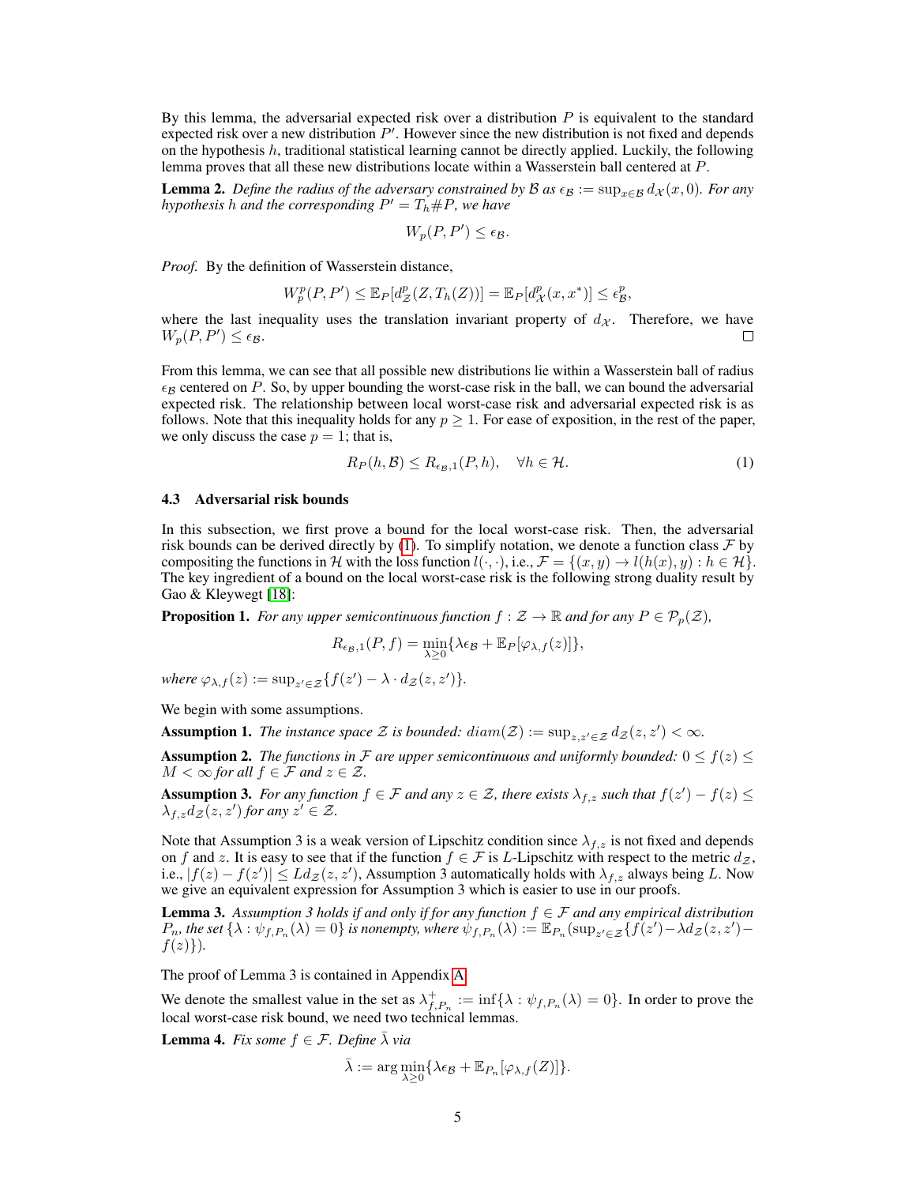By this lemma, the adversarial expected risk over a distribution $P$ is equivalent to the standard expected risk over a new distribution $P'$. However since the new distribution is not fixed and depends on the hypothesis $h$, traditional statistical learning cannot be directly applied. Luckily, the following lemma proves that all these new distributions locate within a Wasserstein ball centered at $P$.

**Lemma 2.** *Define the radius of the adversary constrained by $\mathcal{B}$ as $\epsilon_{\mathcal{B}} := \sup_{x \in \mathcal{B}} d_{\mathcal{X}}(x, 0)$. For any hypothesis $h$ and the corresponding $P' = T_h \# P$, we have*

$$W_p(P, P') \leq \epsilon_{\mathcal{B}}.$$

*Proof.* By the definition of Wasserstein distance,

$$W_p^p(P, P') \leq \mathbb{E}_P[d_{\mathcal{Z}}^p(Z, T_h(Z))] = \mathbb{E}_P[d_{\mathcal{X}}^p(x, x^*)] \leq \epsilon_{\mathcal{B}}^p,$$

where the last inequality uses the translation invariant property of $d_{\mathcal{X}}$. Therefore, we have $W_p(P, P') \leq \epsilon_{\mathcal{B}}$. □

From this lemma, we can see that all possible new distributions lie within a Wasserstein ball of radius $\epsilon_{\mathcal{B}}$ centered on $P$. So, by upper bounding the worst-case risk in the ball, we can bound the adversarial expected risk. The relationship between local worst-case risk and adversarial expected risk is as follows. Note that this inequality holds for any $p \geq 1$. For ease of exposition, in the rest of the paper, we only discuss the case $p = 1$; that is,

$$R_P(h, \mathcal{B}) \leq R_{\epsilon_{\mathcal{B}},1}(P, h), \quad \forall h \in \mathcal{H}. \tag{1}$$

### 4.3 Adversarial risk bounds

In this subsection, we first prove a bound for the local worst-case risk. Then, the adversarial risk bounds can be derived directly by (1). To simplify notation, we denote a function class $\mathcal{F}$ by compositing the functions in $\mathcal{H}$ with the loss function $l(\cdot, \cdot)$, i.e., $\mathcal{F} = \{(x, y) \to l(h(x), y) : h \in \mathcal{H}\}$. The key ingredient of a bound on the local worst-case risk is the following strong duality result by Gao & Kleywegt [18]:

**Proposition 1.** *For any upper semicontinuous function $f : \mathcal{Z} \to \mathbb{R}$ and for any $P \in \mathcal{P}_p(\mathcal{Z})$,*

$$R_{\epsilon_{\mathcal{B}},1}(P, f) = \min_{\lambda \geq 0}\{\lambda \epsilon_{\mathcal{B}} + \mathbb{E}_P[\varphi_{\lambda,f}(z)]\},$$

*where $\varphi_{\lambda,f}(z) := \sup_{z' \in \mathcal{Z}}\{f(z') - \lambda \cdot d_{\mathcal{Z}}(z, z')\}$.*

We begin with some assumptions.

**Assumption 1.** *The instance space $\mathcal{Z}$ is bounded: $diam(\mathcal{Z}) := \sup_{z,z' \in \mathcal{Z}} d_{\mathcal{Z}}(z, z') < \infty$.*

**Assumption 2.** *The functions in $\mathcal{F}$ are upper semicontinuous and uniformly bounded: $0 \leq f(z) \leq M < \infty$ for all $f \in \mathcal{F}$ and $z \in \mathcal{Z}$.*

**Assumption 3.** *For any function $f \in \mathcal{F}$ and any $z \in \mathcal{Z}$, there exists $\lambda_{f,z}$ such that $f(z') - f(z) \leq \lambda_{f,z} d_{\mathcal{Z}}(z, z')$ for any $z' \in \mathcal{Z}$.*

Note that Assumption 3 is a weak version of Lipschitz condition since $\lambda_{f,z}$ is not fixed and depends on $f$ and $z$. It is easy to see that if the function $f \in \mathcal{F}$ is $L$-Lipschitz with respect to the metric $d_{\mathcal{Z}}$, i.e., $|f(z) - f(z')| \leq L d_{\mathcal{Z}}(z, z')$, Assumption 3 automatically holds with $\lambda_{f,z}$ always being $L$. Now we give an equivalent expression for Assumption 3 which is easier to use in our proofs.

**Lemma 3.** *Assumption 3 holds if and only if for any function $f \in \mathcal{F}$ and any empirical distribution $P_n$, the set $\{\lambda : \psi_{f,P_n}(\lambda) = 0\}$ is nonempty, where $\psi_{f,P_n}(\lambda) := \mathbb{E}_{P_n}(\sup_{z' \in \mathcal{Z}}\{f(z') - \lambda d_{\mathcal{Z}}(z, z') - f(z)\})$.*

The proof of Lemma 3 is contained in Appendix A.

We denote the smallest value in the set as $\lambda^+_{f,P_n} := \inf\{\lambda : \psi_{f,P_n}(\lambda) = 0\}$. In order to prove the local worst-case risk bound, we need two technical lemmas.

**Lemma 4.** *Fix some $f \in \mathcal{F}$. Define $\bar{\lambda}$ via*

$$\bar{\lambda} := \arg\min_{\lambda \geq 0}\{\lambda \epsilon_{\mathcal{B}} + \mathbb{E}_{P_n}[\varphi_{\lambda,f}(Z)]\}.$$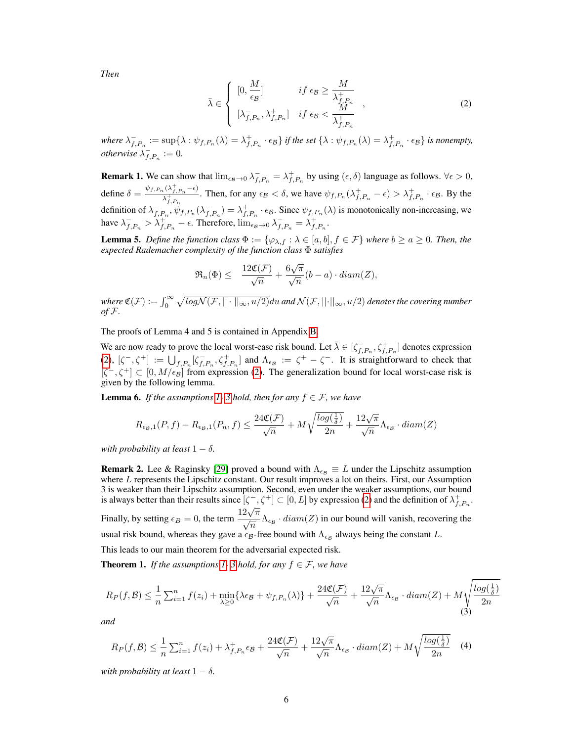*Then*

$$
\bar{\lambda} \in \begin{cases} [0, \dfrac{M}{\epsilon_{\mathcal{B}}}] & \text{if } \epsilon_{\mathcal{B}} \geq \dfrac{M}{\lambda^+_{f,P_n}} \\ [\lambda^-_{f,P_n}, \lambda^+_{f,P_n}] & \text{if } \epsilon_{\mathcal{B}} < \dfrac{M}{\lambda^+_{f,P_n}} \end{cases}, \tag{2}
$$

*where* $\lambda^-_{f,P_n} := \sup\{\lambda : \psi_{f,P_n}(\lambda) = \lambda^+_{f,P_n} \cdot \epsilon_{\mathcal{B}}\}$ *if the set* $\{\lambda : \psi_{f,P_n}(\lambda) = \lambda^+_{f,P_n} \cdot \epsilon_{\mathcal{B}}\}$ *is nonempty, otherwise* $\lambda^-_{f,P_n} := 0$.

**Remark 1.** We can show that $\lim_{\epsilon_{\mathcal{B}} \to 0} \lambda^-_{f,P_n} = \lambda^+_{f,P_n}$ by using $(\epsilon, \delta)$ language as follows. $\forall \epsilon > 0$, define $\delta = \frac{\psi_{f,P_n}(\lambda^+_{f,P_n} - \epsilon)}{\lambda^+_{f,P_n}}$. Then, for any $\epsilon_{\mathcal{B}} < \delta$, we have $\psi_{f,P_n}(\lambda^+_{f,P_n} - \epsilon) > \lambda^+_{f,P_n} \cdot \epsilon_{\mathcal{B}}$. By the definition of $\lambda^-_{f,P_n}$, $\psi_{f,P_n}(\lambda^-_{f,P_n}) = \lambda^+_{f,P_n} \cdot \epsilon_{\mathcal{B}}$. Since $\psi_{f,P_n}(\lambda)$ is monotonically non-increasing, we have $\lambda^-_{f,P_n} > \lambda^+_{f,P_n} - \epsilon$. Therefore, $\lim_{\epsilon_{\mathcal{B}} \to 0} \lambda^-_{f,P_n} = \lambda^+_{f,P_n}$.

**Lemma 5.** *Define the function class* $\Phi := \{\varphi_{\lambda,f} : \lambda \in [a,b], f \in \mathcal{F}\}$ *where* $b \geq a \geq 0$. *Then, the expected Rademacher complexity of the function class* $\Phi$ *satisfies*

$$
\mathfrak{R}_n(\Phi) \leq \frac{12\mathfrak{C}(\mathcal{F})}{\sqrt{n}} + \frac{6\sqrt{\pi}}{\sqrt{n}}(b-a) \cdot diam(Z),
$$

*where* $\mathfrak{C}(\mathcal{F}) := \int_0^\infty \sqrt{log\mathcal{N}(\mathcal{F}, ||\cdot||_\infty, u/2)}du$ *and* $\mathcal{N}(\mathcal{F}, ||\cdot||_\infty, u/2)$ *denotes the covering number of* $\mathcal{F}$.

The proofs of Lemma 4 and 5 is contained in Appendix B.

We are now ready to prove the local worst-case risk bound. Let $\bar{\lambda} \in [\zeta^-_{f,P_n}, \zeta^+_{f,P_n}]$ denotes expression (2), $[\zeta^-, \zeta^+] := \bigcup_{f,P_n}[\zeta^-_{f,P_n}, \zeta^+_{f,P_n}]$ and $\Lambda_{\epsilon_{\mathcal{B}}} := \zeta^+ - \zeta^-$. It is straightforward to check that $[\zeta^-, \zeta^+] \subset [0, M/\epsilon_{\mathcal{B}}]$ from expression (2). The generalization bound for local worst-case risk is given by the following lemma.

**Lemma 6.** *If the assumptions 1- 3 hold, then for any* $f \in \mathcal{F}$, *we have*

$$
R_{\epsilon_{\mathcal{B}},1}(P,f) - R_{\epsilon_{\mathcal{B}},1}(P_n,f) \leq \frac{24\mathfrak{C}(\mathcal{F})}{\sqrt{n}} + M\sqrt{\frac{log(\frac{1}{\delta})}{2n}} + \frac{12\sqrt{\pi}}{\sqrt{n}}\Lambda_{\epsilon_{\mathcal{B}}} \cdot diam(Z)
$$

*with probability at least* $1 - \delta$.

**Remark 2.** Lee & Raginsky [29] proved a bound with $\Lambda_{\epsilon_{\mathcal{B}}} \equiv L$ under the Lipschitz assumption where $L$ represents the Lipschitz constant. Our result improves a lot on theirs. First, our Assumption 3 is weaker than their Lipschitz assumption. Second, even under the weaker assumptions, our bound is always better than their results since $[\zeta^-, \zeta^+] \subset [0, L]$ by expression (2) and the definition of $\lambda^+_{f,P_n}$. Finally, by setting $\epsilon_B = 0$, the term $\frac{12\sqrt{\pi}}{\sqrt{n}}\Lambda_{\epsilon_{\mathcal{B}}} \cdot diam(Z)$ in our bound will vanish, recovering the usual risk bound, whereas they gave a $\epsilon_{\mathcal{B}}$-free bound with $\Lambda_{\epsilon_{\mathcal{B}}}$ always being the constant $L$.

This leads to our main theorem for the adversarial expected risk.

**Theorem 1.** *If the assumptions 1- 3 hold, for any* $f \in \mathcal{F}$, *we have*

$$
R_P(f,\mathcal{B}) \leq \frac{1}{n}\sum_{i=1}^n f(z_i) + \min_{\lambda \geq 0}\{\lambda\epsilon_{\mathcal{B}} + \psi_{f,P_n}(\lambda)\} + \frac{24\mathfrak{C}(\mathcal{F})}{\sqrt{n}} + \frac{12\sqrt{\pi}}{\sqrt{n}}\Lambda_{\epsilon_{\mathcal{B}}} \cdot diam(Z) + M\sqrt{\frac{log(\frac{1}{\delta})}{2n}} \tag{3}
$$

*and*

$$
R_P(f,\mathcal{B}) \leq \frac{1}{n}\sum_{i=1}^n f(z_i) + \lambda^+_{f,P_n}\epsilon_{\mathcal{B}} + \frac{24\mathfrak{C}(\mathcal{F})}{\sqrt{n}} + \frac{12\sqrt{\pi}}{\sqrt{n}}\Lambda_{\epsilon_{\mathcal{B}}} \cdot diam(Z) + M\sqrt{\frac{log(\frac{1}{\delta})}{2n}} \tag{4}
$$

*with probability at least* $1 - \delta$.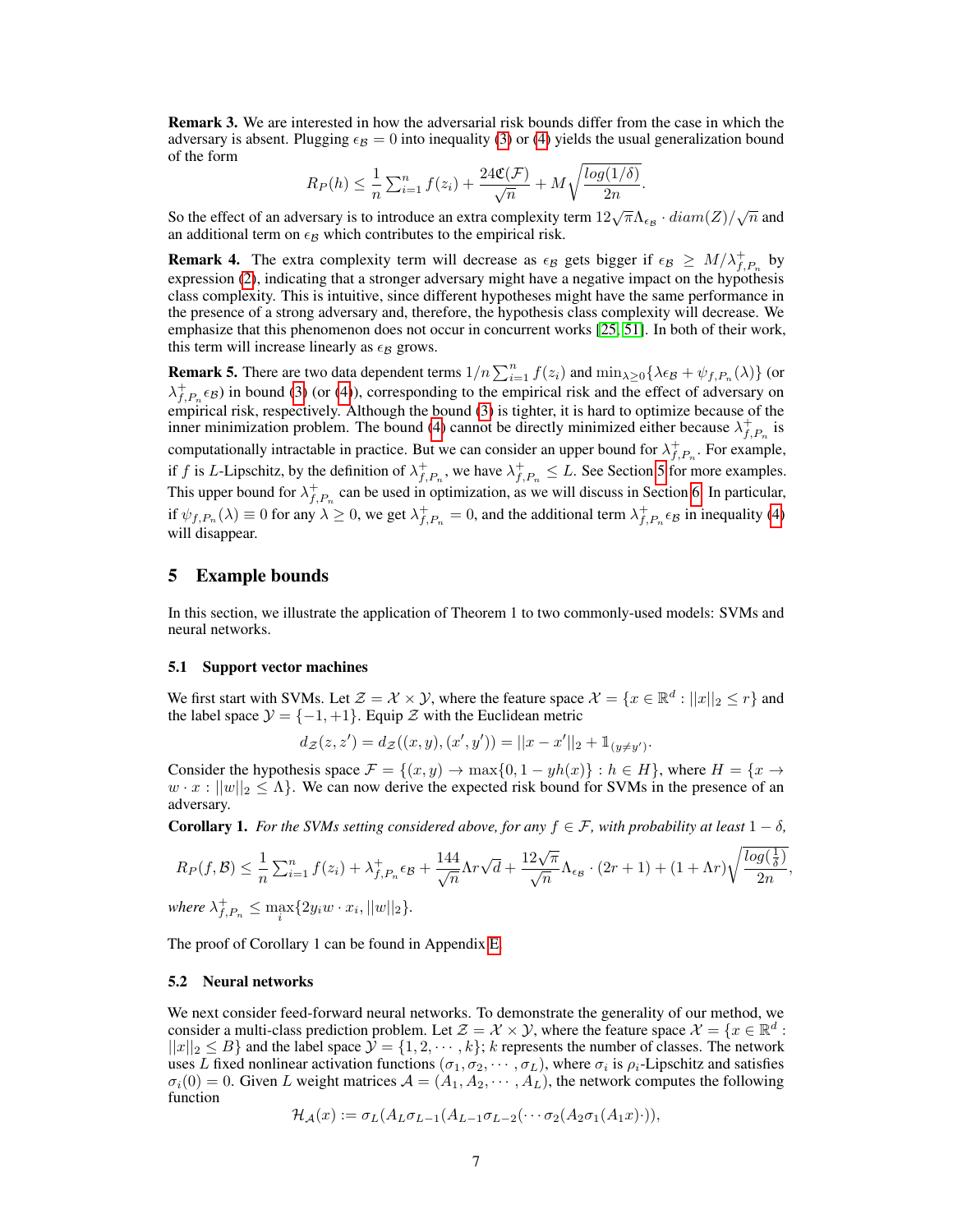**Remark 3.** We are interested in how the adversarial risk bounds differ from the case in which the adversary is absent. Plugging $\epsilon_{\mathcal{B}} = 0$ into inequality (3) or (4) yields the usual generalization bound of the form

$$R_P(h) \leq \frac{1}{n}\sum_{i=1}^{n} f(z_i) + \frac{24\mathfrak{C}(\mathcal{F})}{\sqrt{n}} + M\sqrt{\frac{log(1/\delta)}{2n}}.$$

So the effect of an adversary is to introduce an extra complexity term $12\sqrt{\pi}\Lambda_{\epsilon_{\mathcal{B}}} \cdot diam(Z)/\sqrt{n}$ and an additional term on $\epsilon_{\mathcal{B}}$ which contributes to the empirical risk.

**Remark 4.** The extra complexity term will decrease as $\epsilon_{\mathcal{B}}$ gets bigger if $\epsilon_{\mathcal{B}} \geq M/\lambda^{+}_{f,P_n}$ by expression (2), indicating that a stronger adversary might have a negative impact on the hypothesis class complexity. This is intuitive, since different hypotheses might have the same performance in the presence of a strong adversary and, therefore, the hypothesis class complexity will decrease. We emphasize that this phenomenon does not occur in concurrent works [25, 51]. In both of their work, this term will increase linearly as $\epsilon_{\mathcal{B}}$ grows.

**Remark 5.** There are two data dependent terms $1/n\sum_{i=1}^{n} f(z_i)$ and $\min_{\lambda\geq 0}\{\lambda\epsilon_{\mathcal{B}} + \psi_{f,P_n}(\lambda)\}$ (or $\lambda^{+}_{f,P_n}\epsilon_{\mathcal{B}}$) in bound (3) (or (4)), corresponding to the empirical risk and the effect of adversary on empirical risk, respectively. Although the bound (3) is tighter, it is hard to optimize because of the inner minimization problem. The bound (4) cannot be directly minimized either because $\lambda^{+}_{f,P_n}$ is computationally intractable in practice. But we can consider an upper bound for $\lambda^{+}_{f,P_n}$. For example, if $f$ is $L$-Lipschitz, by the definition of $\lambda^{+}_{f,P_n}$, we have $\lambda^{+}_{f,P_n} \leq L$. See Section 5 for more examples. This upper bound for $\lambda^{+}_{f,P_n}$ can be used in optimization, as we will discuss in Section 6. In particular, if $\psi_{f,P_n}(\lambda) \equiv 0$ for any $\lambda \geq 0$, we get $\lambda^{+}_{f,P_n} = 0$, and the additional term $\lambda^{+}_{f,P_n}\epsilon_{\mathcal{B}}$ in inequality (4) will disappear.

## 5 Example bounds

In this section, we illustrate the application of Theorem 1 to two commonly-used models: SVMs and neural networks.

### 5.1 Support vector machines

We first start with SVMs. Let $\mathcal{Z} = \mathcal{X} \times \mathcal{Y}$, where the feature space $\mathcal{X} = \{x \in \mathbb{R}^d : ||x||_2 \leq r\}$ and the label space $\mathcal{Y} = \{-1, +1\}$. Equip $\mathcal{Z}$ with the Euclidean metric

$$d_{\mathcal{Z}}(z, z') = d_{\mathcal{Z}}((x, y), (x', y')) = ||x - x'||_2 + \mathbb{1}_{(y \neq y')}.$$

Consider the hypothesis space $\mathcal{F} = \{(x, y) \to \max\{0, 1 - yh(x)\} : h \in H\}$, where $H = \{x \to w \cdot x : ||w||_2 \leq \Lambda\}$. We can now derive the expected risk bound for SVMs in the presence of an adversary.

**Corollary 1.** *For the SVMs setting considered above, for any $f \in \mathcal{F}$, with probability at least $1 - \delta$,*

$$R_P(f, \mathcal{B}) \leq \frac{1}{n}\sum_{i=1}^{n} f(z_i) + \lambda^{+}_{f,P_n}\epsilon_{\mathcal{B}} + \frac{144}{\sqrt{n}}\Lambda r\sqrt{d} + \frac{12\sqrt{\pi}}{\sqrt{n}}\Lambda_{\epsilon_{\mathcal{B}}} \cdot (2r + 1) + (1 + \Lambda r)\sqrt{\frac{log(\frac{1}{\delta})}{2n}},$$

*where* $\lambda^{+}_{f,P_n} \leq \max_i\{2y_i w \cdot x_i, ||w||_2\}$.

The proof of Corollary 1 can be found in Appendix E.

### 5.2 Neural networks

We next consider feed-forward neural networks. To demonstrate the generality of our method, we consider a multi-class prediction problem. Let $\mathcal{Z} = \mathcal{X} \times \mathcal{Y}$, where the feature space $\mathcal{X} = \{x \in \mathbb{R}^d : ||x||_2 \leq B\}$ and the label space $\mathcal{Y} = \{1, 2, \cdots, k\}$; $k$ represents the number of classes. The network uses $L$ fixed nonlinear activation functions $(\sigma_1, \sigma_2, \cdots, \sigma_L)$, where $\sigma_i$ is $\rho_i$-Lipschitz and satisfies $\sigma_i(0) = 0$. Given $L$ weight matrices $\mathcal{A} = (A_1, A_2, \cdots, A_L)$, the network computes the following function

$$\mathcal{H}_{\mathcal{A}}(x) := \sigma_L(A_L\sigma_{L-1}(A_{L-1}\sigma_{L-2}(\cdots\sigma_2(A_2\sigma_1(A_1 x)\cdot)),$$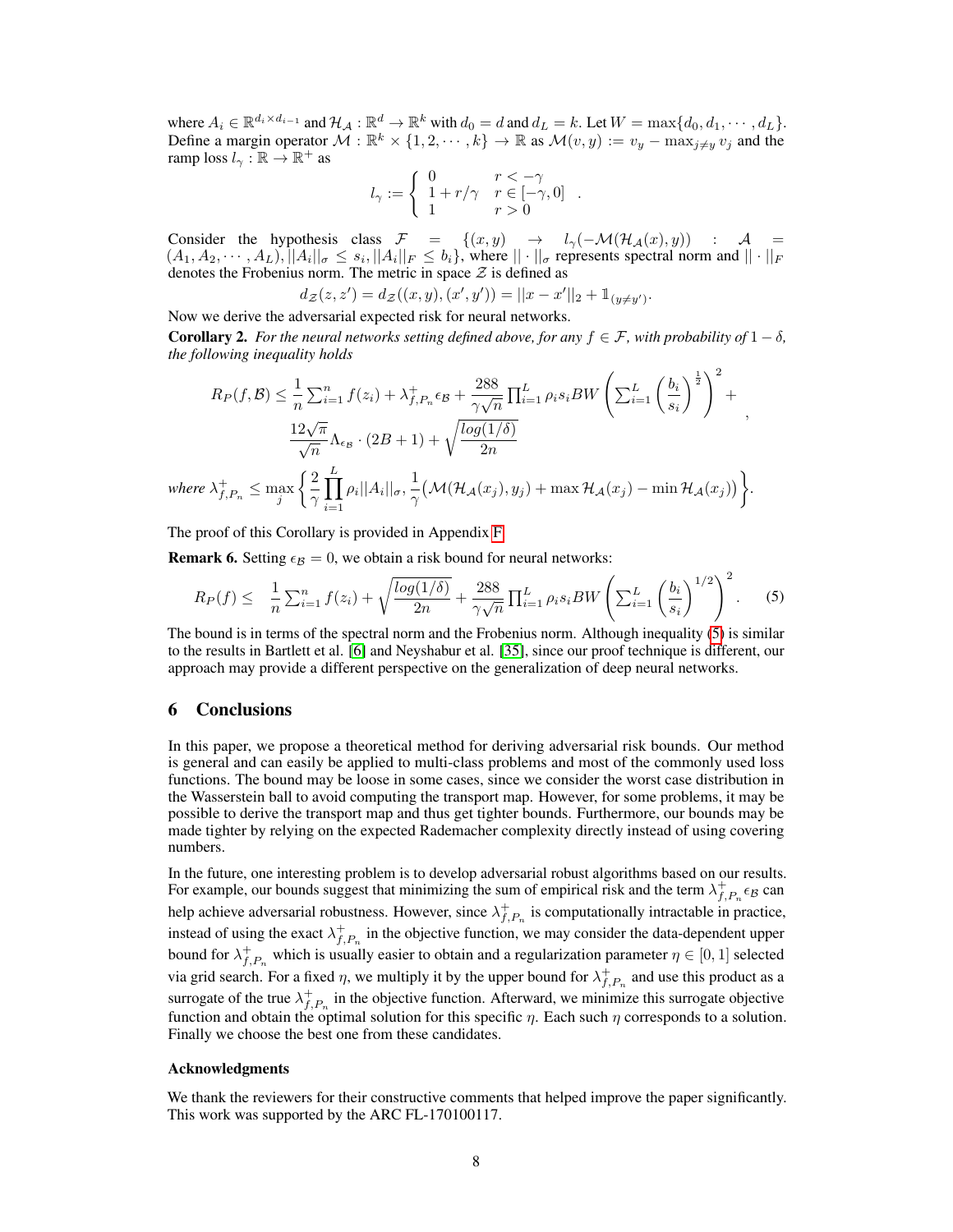where $A_i \in \mathbb{R}^{d_i \times d_{i-1}}$ and $\mathcal{H}_{\mathcal{A}} : \mathbb{R}^d \to \mathbb{R}^k$ with $d_0 = d$ and $d_L = k$. Let $W = \max\{d_0, d_1, \cdots, d_L\}$. Define a margin operator $\mathcal{M} : \mathbb{R}^k \times \{1, 2, \cdots, k\} \to \mathbb{R}$ as $\mathcal{M}(v, y) := v_y - \max_{j \neq y} v_j$ and the ramp loss $l_\gamma : \mathbb{R} \to \mathbb{R}^+$ as

$$l_\gamma := \begin{cases} 0 & r < -\gamma \\ 1 + r/\gamma & r \in [-\gamma, 0] \\ 1 & r > 0 \end{cases} .$$

Consider the hypothesis class $\mathcal{F} = \{(x, y) \to l_\gamma(-\mathcal{M}(\mathcal{H}_{\mathcal{A}}(x), y)) : \mathcal{A} = (A_1, A_2, \cdots, A_L), ||A_i||_\sigma \leq s_i, ||A_i||_F \leq b_i\}$, where $|| \cdot ||_\sigma$ represents spectral norm and $|| \cdot ||_F$ denotes the Frobenius norm. The metric in space $\mathcal{Z}$ is defined as

$$d_{\mathcal{Z}}(z, z') = d_{\mathcal{Z}}((x, y), (x', y')) = ||x - x'||_2 + \mathbb{1}_{(y \neq y')}.$$

Now we derive the adversarial expected risk for neural networks.

**Corollary 2.** *For the neural networks setting defined above, for any $f \in \mathcal{F}$, with probability of $1 - \delta$, the following inequality holds*

$$R_P(f, \mathcal{B}) \leq \frac{1}{n}\sum_{i=1}^n f(z_i) + \lambda_{f,P_n}^+ \epsilon_{\mathcal{B}} + \frac{288}{\gamma\sqrt{n}} \prod_{i=1}^L \rho_i s_i BW \left(\sum_{i=1}^L \left(\frac{b_i}{s_i}\right)^{\frac{1}{2}}\right)^2 + \frac{12\sqrt{\pi}}{\sqrt{n}} \Lambda_{\epsilon_{\mathcal{B}}} \cdot (2B + 1) + \sqrt{\frac{log(1/\delta)}{2n}},$$

*where* $\lambda_{f,P_n}^+ \leq \max_j \left\{ \frac{2}{\gamma} \prod_{i=1}^L \rho_i ||A_i||_\sigma, \frac{1}{\gamma}\big(\mathcal{M}(\mathcal{H}_{\mathcal{A}}(x_j), y_j) + \max \mathcal{H}_{\mathcal{A}}(x_j) - \min \mathcal{H}_{\mathcal{A}}(x_j)\big) \right\}.$

The proof of this Corollary is provided in Appendix F.

**Remark 6.** Setting $\epsilon_{\mathcal{B}} = 0$, we obtain a risk bound for neural networks:

$$R_P(f) \leq \quad \frac{1}{n}\sum_{i=1}^n f(z_i) + \sqrt{\frac{log(1/\delta)}{2n}} + \frac{288}{\gamma\sqrt{n}} \prod_{i=1}^L \rho_i s_i BW \left(\sum_{i=1}^L \left(\frac{b_i}{s_i}\right)^{1/2}\right)^2. \tag{5}$$

The bound is in terms of the spectral norm and the Frobenius norm. Although inequality (5) is similar to the results in Bartlett et al. [6] and Neyshabur et al. [35], since our proof technique is different, our approach may provide a different perspective on the generalization of deep neural networks.

## 6 Conclusions

In this paper, we propose a theoretical method for deriving adversarial risk bounds. Our method is general and can easily be applied to multi-class problems and most of the commonly used loss functions. The bound may be loose in some cases, since we consider the worst case distribution in the Wasserstein ball to avoid computing the transport map. However, for some problems, it may be possible to derive the transport map and thus get tighter bounds. Furthermore, our bounds may be made tighter by relying on the expected Rademacher complexity directly instead of using covering numbers.

In the future, one interesting problem is to develop adversarial robust algorithms based on our results. For example, our bounds suggest that minimizing the sum of empirical risk and the term $\lambda_{f,P_n}^+ \epsilon_{\mathcal{B}}$ can help achieve adversarial robustness. However, since $\lambda_{f,P_n}^+$ is computationally intractable in practice, instead of using the exact $\lambda_{f,P_n}^+$ in the objective function, we may consider the data-dependent upper bound for $\lambda_{f,P_n}^+$ which is usually easier to obtain and a regularization parameter $\eta \in [0, 1]$ selected via grid search. For a fixed $\eta$, we multiply it by the upper bound for $\lambda_{f,P_n}^+$ and use this product as a surrogate of the true $\lambda_{f,P_n}^+$ in the objective function. Afterward, we minimize this surrogate objective function and obtain the optimal solution for this specific $\eta$. Each such $\eta$ corresponds to a solution. Finally we choose the best one from these candidates.

### Acknowledgments

We thank the reviewers for their constructive comments that helped improve the paper significantly. This work was supported by the ARC FL-170100117.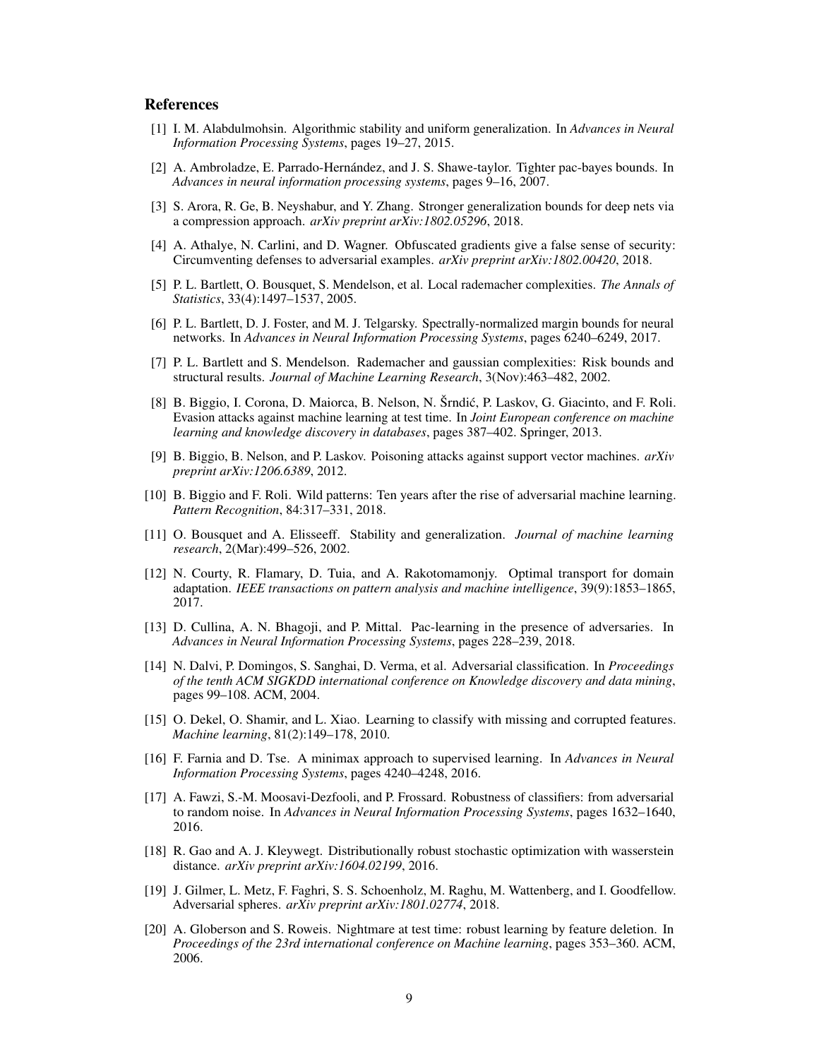## References

[1] I. M. Alabdulmohsin. Algorithmic stability and uniform generalization. In *Advances in Neural Information Processing Systems*, pages 19–27, 2015.

[2] A. Ambroladze, E. Parrado-Hernández, and J. S. Shawe-taylor. Tighter pac-bayes bounds. In *Advances in neural information processing systems*, pages 9–16, 2007.

[3] S. Arora, R. Ge, B. Neyshabur, and Y. Zhang. Stronger generalization bounds for deep nets via a compression approach. *arXiv preprint arXiv:1802.05296*, 2018.

[4] A. Athalye, N. Carlini, and D. Wagner. Obfuscated gradients give a false sense of security: Circumventing defenses to adversarial examples. *arXiv preprint arXiv:1802.00420*, 2018.

[5] P. L. Bartlett, O. Bousquet, S. Mendelson, et al. Local rademacher complexities. *The Annals of Statistics*, 33(4):1497–1537, 2005.

[6] P. L. Bartlett, D. J. Foster, and M. J. Telgarsky. Spectrally-normalized margin bounds for neural networks. In *Advances in Neural Information Processing Systems*, pages 6240–6249, 2017.

[7] P. L. Bartlett and S. Mendelson. Rademacher and gaussian complexities: Risk bounds and structural results. *Journal of Machine Learning Research*, 3(Nov):463–482, 2002.

[8] B. Biggio, I. Corona, D. Maiorca, B. Nelson, N. Šrndić, P. Laskov, G. Giacinto, and F. Roli. Evasion attacks against machine learning at test time. In *Joint European conference on machine learning and knowledge discovery in databases*, pages 387–402. Springer, 2013.

[9] B. Biggio, B. Nelson, and P. Laskov. Poisoning attacks against support vector machines. *arXiv preprint arXiv:1206.6389*, 2012.

[10] B. Biggio and F. Roli. Wild patterns: Ten years after the rise of adversarial machine learning. *Pattern Recognition*, 84:317–331, 2018.

[11] O. Bousquet and A. Elisseeff. Stability and generalization. *Journal of machine learning research*, 2(Mar):499–526, 2002.

[12] N. Courty, R. Flamary, D. Tuia, and A. Rakotomamonjy. Optimal transport for domain adaptation. *IEEE transactions on pattern analysis and machine intelligence*, 39(9):1853–1865, 2017.

[13] D. Cullina, A. N. Bhagoji, and P. Mittal. Pac-learning in the presence of adversaries. In *Advances in Neural Information Processing Systems*, pages 228–239, 2018.

[14] N. Dalvi, P. Domingos, S. Sanghai, D. Verma, et al. Adversarial classification. In *Proceedings of the tenth ACM SIGKDD international conference on Knowledge discovery and data mining*, pages 99–108. ACM, 2004.

[15] O. Dekel, O. Shamir, and L. Xiao. Learning to classify with missing and corrupted features. *Machine learning*, 81(2):149–178, 2010.

[16] F. Farnia and D. Tse. A minimax approach to supervised learning. In *Advances in Neural Information Processing Systems*, pages 4240–4248, 2016.

[17] A. Fawzi, S.-M. Moosavi-Dezfooli, and P. Frossard. Robustness of classifiers: from adversarial to random noise. In *Advances in Neural Information Processing Systems*, pages 1632–1640, 2016.

[18] R. Gao and A. J. Kleywegt. Distributionally robust stochastic optimization with wasserstein distance. *arXiv preprint arXiv:1604.02199*, 2016.

[19] J. Gilmer, L. Metz, F. Faghri, S. S. Schoenholz, M. Raghu, M. Wattenberg, and I. Goodfellow. Adversarial spheres. *arXiv preprint arXiv:1801.02774*, 2018.

[20] A. Globerson and S. Roweis. Nightmare at test time: robust learning by feature deletion. In *Proceedings of the 23rd international conference on Machine learning*, pages 353–360. ACM, 2006.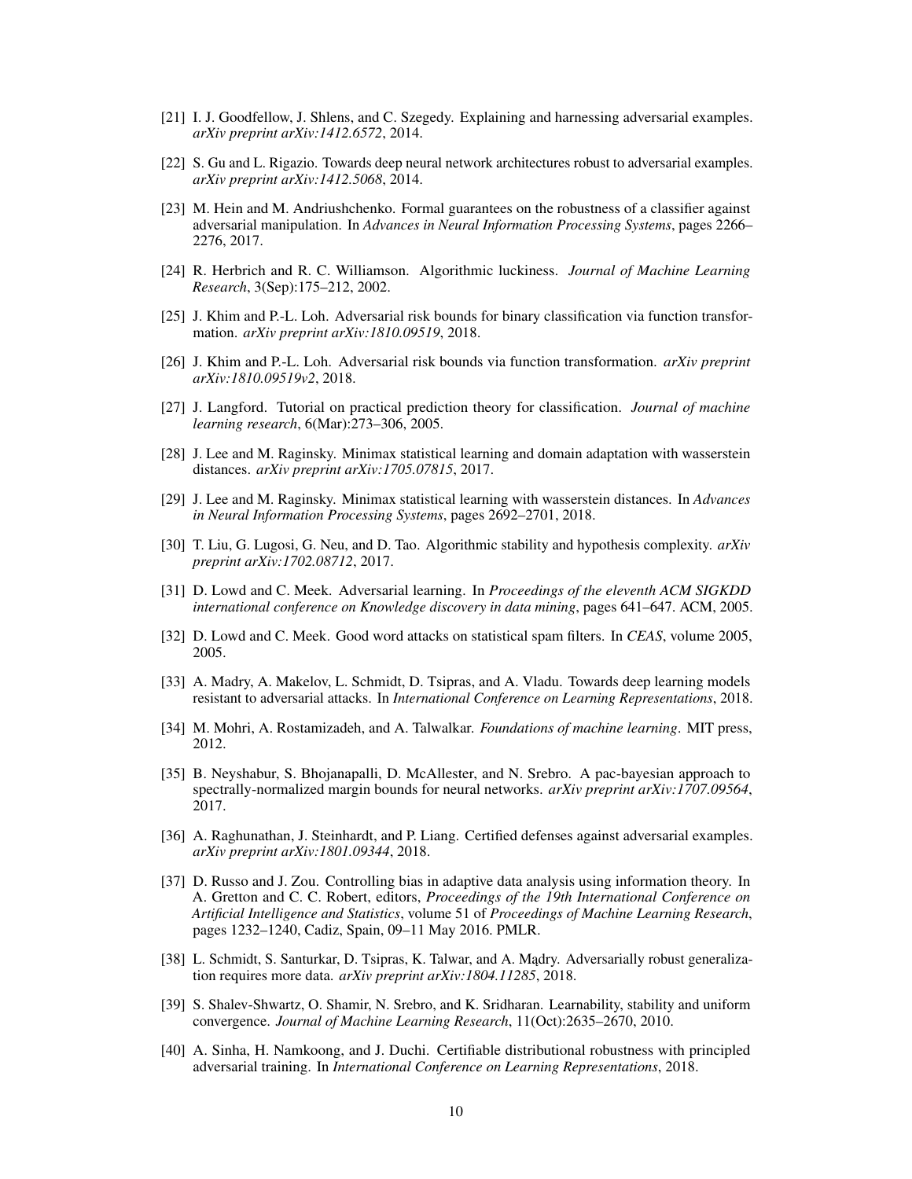[21] I. J. Goodfellow, J. Shlens, and C. Szegedy. Explaining and harnessing adversarial examples. *arXiv preprint arXiv:1412.6572*, 2014.

[22] S. Gu and L. Rigazio. Towards deep neural network architectures robust to adversarial examples. *arXiv preprint arXiv:1412.5068*, 2014.

[23] M. Hein and M. Andriushchenko. Formal guarantees on the robustness of a classifier against adversarial manipulation. In *Advances in Neural Information Processing Systems*, pages 2266–2276, 2017.

[24] R. Herbrich and R. C. Williamson. Algorithmic luckiness. *Journal of Machine Learning Research*, 3(Sep):175–212, 2002.

[25] J. Khim and P.-L. Loh. Adversarial risk bounds for binary classification via function transformation. *arXiv preprint arXiv:1810.09519*, 2018.

[26] J. Khim and P.-L. Loh. Adversarial risk bounds via function transformation. *arXiv preprint arXiv:1810.09519v2*, 2018.

[27] J. Langford. Tutorial on practical prediction theory for classification. *Journal of machine learning research*, 6(Mar):273–306, 2005.

[28] J. Lee and M. Raginsky. Minimax statistical learning and domain adaptation with wasserstein distances. *arXiv preprint arXiv:1705.07815*, 2017.

[29] J. Lee and M. Raginsky. Minimax statistical learning with wasserstein distances. In *Advances in Neural Information Processing Systems*, pages 2692–2701, 2018.

[30] T. Liu, G. Lugosi, G. Neu, and D. Tao. Algorithmic stability and hypothesis complexity. *arXiv preprint arXiv:1702.08712*, 2017.

[31] D. Lowd and C. Meek. Adversarial learning. In *Proceedings of the eleventh ACM SIGKDD international conference on Knowledge discovery in data mining*, pages 641–647. ACM, 2005.

[32] D. Lowd and C. Meek. Good word attacks on statistical spam filters. In *CEAS*, volume 2005, 2005.

[33] A. Madry, A. Makelov, L. Schmidt, D. Tsipras, and A. Vladu. Towards deep learning models resistant to adversarial attacks. In *International Conference on Learning Representations*, 2018.

[34] M. Mohri, A. Rostamizadeh, and A. Talwalkar. *Foundations of machine learning*. MIT press, 2012.

[35] B. Neyshabur, S. Bhojanapalli, D. McAllester, and N. Srebro. A pac-bayesian approach to spectrally-normalized margin bounds for neural networks. *arXiv preprint arXiv:1707.09564*, 2017.

[36] A. Raghunathan, J. Steinhardt, and P. Liang. Certified defenses against adversarial examples. *arXiv preprint arXiv:1801.09344*, 2018.

[37] D. Russo and J. Zou. Controlling bias in adaptive data analysis using information theory. In A. Gretton and C. C. Robert, editors, *Proceedings of the 19th International Conference on Artificial Intelligence and Statistics*, volume 51 of *Proceedings of Machine Learning Research*, pages 1232–1240, Cadiz, Spain, 09–11 May 2016. PMLR.

[38] L. Schmidt, S. Santurkar, D. Tsipras, K. Talwar, and A. Mądry. Adversarially robust generalization requires more data. *arXiv preprint arXiv:1804.11285*, 2018.

[39] S. Shalev-Shwartz, O. Shamir, N. Srebro, and K. Sridharan. Learnability, stability and uniform convergence. *Journal of Machine Learning Research*, 11(Oct):2635–2670, 2010.

[40] A. Sinha, H. Namkoong, and J. Duchi. Certifiable distributional robustness with principled adversarial training. In *International Conference on Learning Representations*, 2018.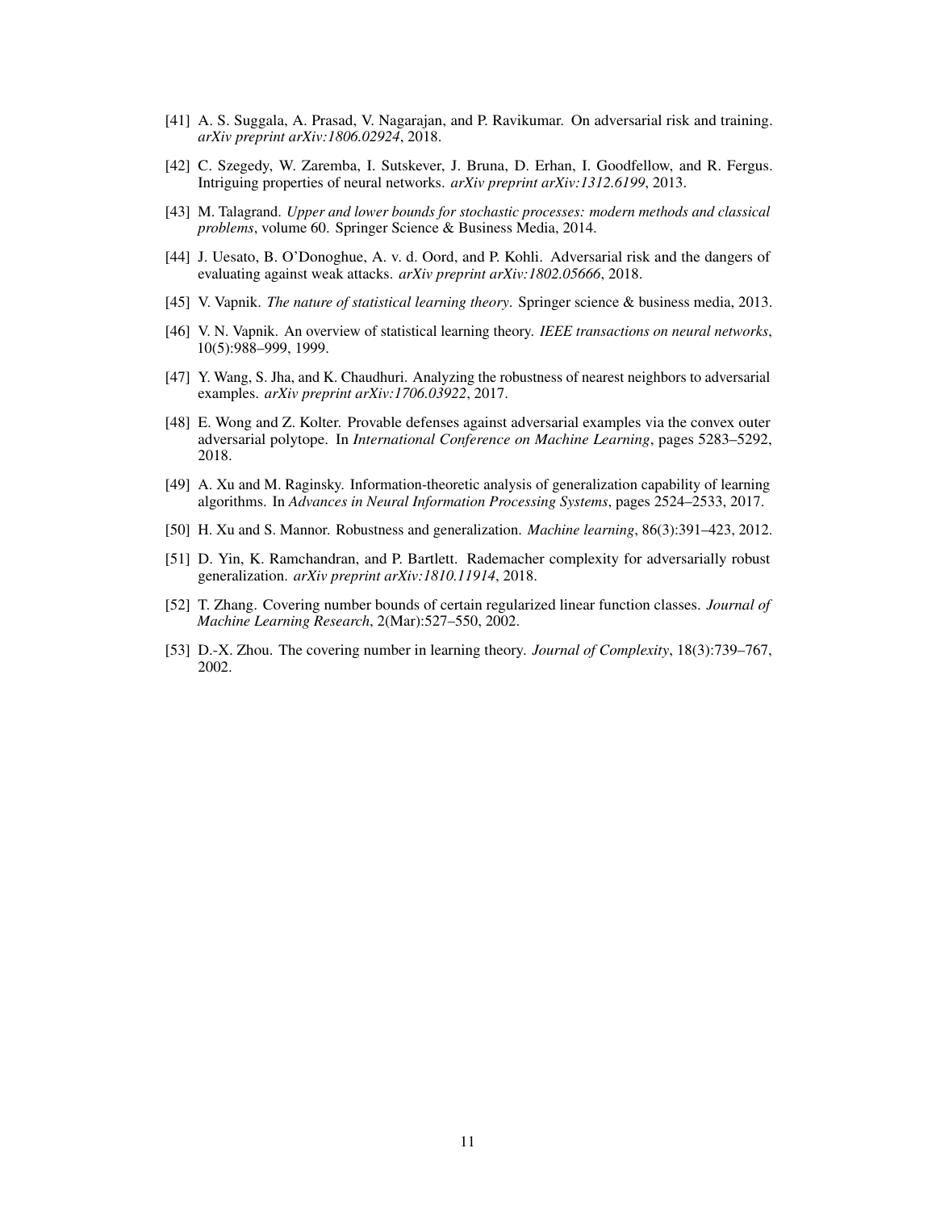[41] A. S. Suggala, A. Prasad, V. Nagarajan, and P. Ravikumar. On adversarial risk and training. *arXiv preprint arXiv:1806.02924*, 2018.

[42] C. Szegedy, W. Zaremba, I. Sutskever, J. Bruna, D. Erhan, I. Goodfellow, and R. Fergus. Intriguing properties of neural networks. *arXiv preprint arXiv:1312.6199*, 2013.

[43] M. Talagrand. *Upper and lower bounds for stochastic processes: modern methods and classical problems*, volume 60. Springer Science & Business Media, 2014.

[44] J. Uesato, B. O'Donoghue, A. v. d. Oord, and P. Kohli. Adversarial risk and the dangers of evaluating against weak attacks. *arXiv preprint arXiv:1802.05666*, 2018.

[45] V. Vapnik. *The nature of statistical learning theory*. Springer science & business media, 2013.

[46] V. N. Vapnik. An overview of statistical learning theory. *IEEE transactions on neural networks*, 10(5):988–999, 1999.

[47] Y. Wang, S. Jha, and K. Chaudhuri. Analyzing the robustness of nearest neighbors to adversarial examples. *arXiv preprint arXiv:1706.03922*, 2017.

[48] E. Wong and Z. Kolter. Provable defenses against adversarial examples via the convex outer adversarial polytope. In *International Conference on Machine Learning*, pages 5283–5292, 2018.

[49] A. Xu and M. Raginsky. Information-theoretic analysis of generalization capability of learning algorithms. In *Advances in Neural Information Processing Systems*, pages 2524–2533, 2017.

[50] H. Xu and S. Mannor. Robustness and generalization. *Machine learning*, 86(3):391–423, 2012.

[51] D. Yin, K. Ramchandran, and P. Bartlett. Rademacher complexity for adversarially robust generalization. *arXiv preprint arXiv:1810.11914*, 2018.

[52] T. Zhang. Covering number bounds of certain regularized linear function classes. *Journal of Machine Learning Research*, 2(Mar):527–550, 2002.

[53] D.-X. Zhou. The covering number in learning theory. *Journal of Complexity*, 18(3):739–767, 2002.